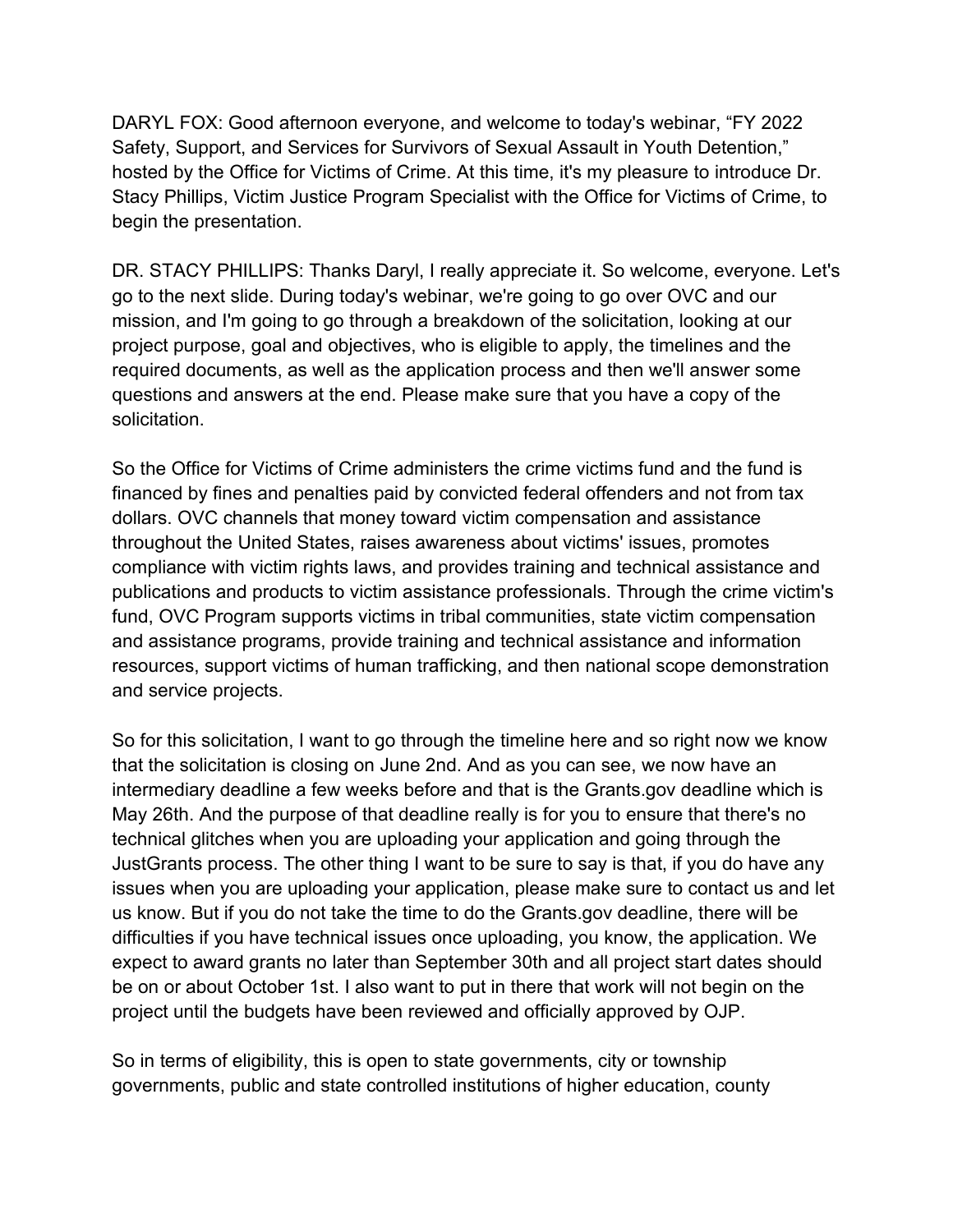DARYL FOX: Good afternoon everyone, and welcome to today's webinar, "FY 2022 Safety, Support, and Services for Survivors of Sexual Assault in Youth Detention," hosted by the Office for Victims of Crime. At this time, it's my pleasure to introduce Dr. Stacy Phillips, Victim Justice Program Specialist with the Office for Victims of Crime, to begin the presentation.

DR. STACY PHILLIPS: Thanks Daryl, I really appreciate it. So welcome, everyone. Let's go to the next slide. During today's webinar, we're going to go over OVC and our mission, and I'm going to go through a breakdown of the solicitation, looking at our project purpose, goal and objectives, who is eligible to apply, the timelines and the required documents, as well as the application process and then we'll answer some questions and answers at the end. Please make sure that you have a copy of the solicitation.

So the Office for Victims of Crime administers the crime victims fund and the fund is financed by fines and penalties paid by convicted federal offenders and not from tax dollars. OVC channels that money toward victim compensation and assistance throughout the United States, raises awareness about victims' issues, promotes compliance with victim rights laws, and provides training and technical assistance and publications and products to victim assistance professionals. Through the crime victim's fund, OVC Program supports victims in tribal communities, state victim compensation and assistance programs, provide training and technical assistance and information resources, support victims of human trafficking, and then national scope demonstration and service projects.

So for this solicitation, I want to go through the timeline here and so right now we know that the solicitation is closing on June 2nd. And as you can see, we now have an intermediary deadline a few weeks before and that is the Grants.gov deadline which is May 26th. And the purpose of that deadline really is for you to ensure that there's no technical glitches when you are uploading your application and going through the JustGrants process. The other thing I want to be sure to say is that, if you do have any issues when you are uploading your application, please make sure to contact us and let us know. But if you do not take the time to do the Grants.gov deadline, there will be difficulties if you have technical issues once uploading, you know, the application. We expect to award grants no later than September 30th and all project start dates should be on or about October 1st. I also want to put in there that work will not begin on the project until the budgets have been reviewed and officially approved by OJP.

So in terms of eligibility, this is open to state governments, city or township governments, public and state controlled institutions of higher education, county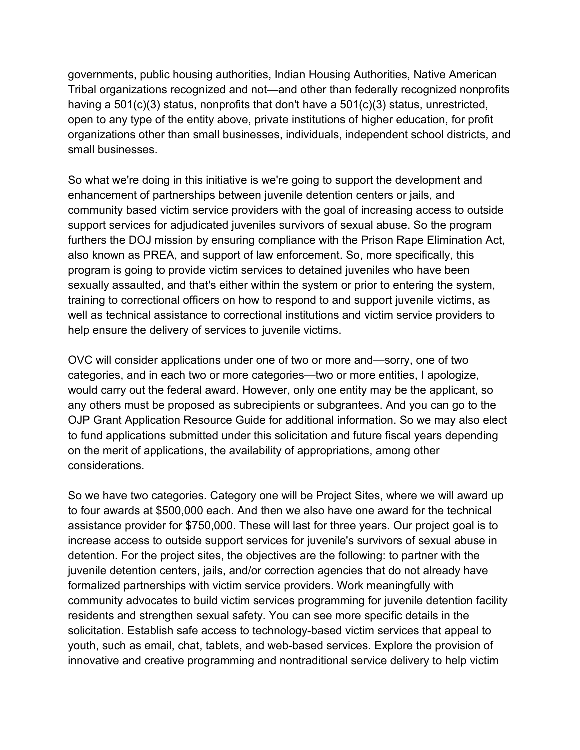governments, public housing authorities, Indian Housing Authorities, Native American Tribal organizations recognized and not—and other than federally recognized nonprofits having a 501(c)(3) status, nonprofits that don't have a 501(c)(3) status, unrestricted, open to any type of the entity above, private institutions of higher education, for profit organizations other than small businesses, individuals, independent school districts, and small businesses.

So what we're doing in this initiative is we're going to support the development and enhancement of partnerships between juvenile detention centers or jails, and community based victim service providers with the goal of increasing access to outside support services for adjudicated juveniles survivors of sexual abuse. So the program furthers the DOJ mission by ensuring compliance with the Prison Rape Elimination Act, also known as PREA, and support of law enforcement. So, more specifically, this program is going to provide victim services to detained juveniles who have been sexually assaulted, and that's either within the system or prior to entering the system, training to correctional officers on how to respond to and support juvenile victims, as well as technical assistance to correctional institutions and victim service providers to help ensure the delivery of services to juvenile victims.

OVC will consider applications under one of two or more and—sorry, one of two categories, and in each two or more categories—two or more entities, I apologize, would carry out the federal award. However, only one entity may be the applicant, so any others must be proposed as subrecipients or subgrantees. And you can go to the OJP Grant Application Resource Guide for additional information. So we may also elect to fund applications submitted under this solicitation and future fiscal years depending on the merit of applications, the availability of appropriations, among other considerations.

So we have two categories. Category one will be Project Sites, where we will award up to four awards at $500,000 each. And then we also have one award for the technical assistance provider for $750,000. These will last for three years. Our project goal is to increase access to outside support services for juvenile's survivors of sexual abuse in detention. For the project sites, the objectives are the following: to partner with the juvenile detention centers, jails, and/or correction agencies that do not already have formalized partnerships with victim service providers. Work meaningfully with community advocates to build victim services programming for juvenile detention facility residents and strengthen sexual safety. You can see more specific details in the solicitation. Establish safe access to technology-based victim services that appeal to youth, such as email, chat, tablets, and web-based services. Explore the provision of innovative and creative programming and nontraditional service delivery to help victim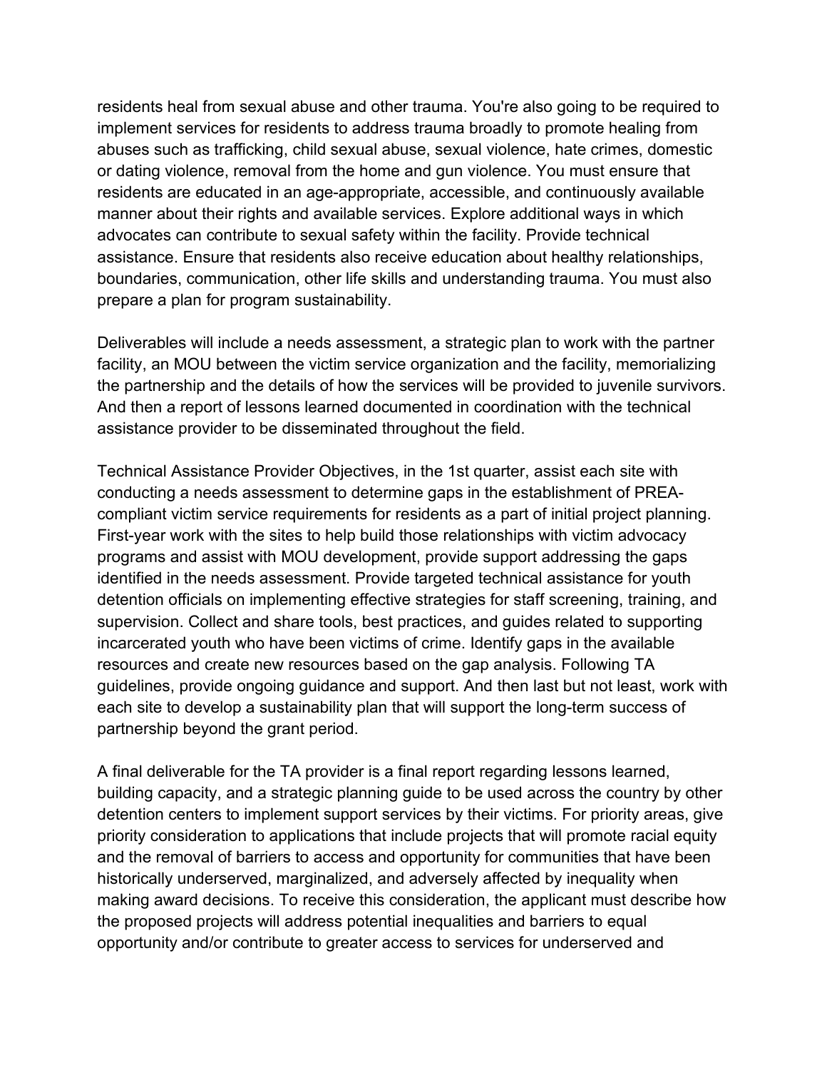residents heal from sexual abuse and other trauma. You're also going to be required to implement services for residents to address trauma broadly to promote healing from abuses such as trafficking, child sexual abuse, sexual violence, hate crimes, domestic or dating violence, removal from the home and gun violence. You must ensure that residents are educated in an age-appropriate, accessible, and continuously available manner about their rights and available services. Explore additional ways in which advocates can contribute to sexual safety within the facility. Provide technical assistance. Ensure that residents also receive education about healthy relationships, boundaries, communication, other life skills and understanding trauma. You must also prepare a plan for program sustainability.

Deliverables will include a needs assessment, a strategic plan to work with the partner facility, an MOU between the victim service organization and the facility, memorializing the partnership and the details of how the services will be provided to juvenile survivors. And then a report of lessons learned documented in coordination with the technical assistance provider to be disseminated throughout the field.

Technical Assistance Provider Objectives, in the 1st quarter, assist each site with conducting a needs assessment to determine gaps in the establishment of PREA-compliant victim service requirements for residents as a part of initial project planning. First-year work with the sites to help build those relationships with victim advocacy programs and assist with MOU development, provide support addressing the gaps identified in the needs assessment. Provide targeted technical assistance for youth detention officials on implementing effective strategies for staff screening, training, and supervision. Collect and share tools, best practices, and guides related to supporting incarcerated youth who have been victims of crime. Identify gaps in the available resources and create new resources based on the gap analysis. Following TA guidelines, provide ongoing guidance and support. And then last but not least, work with each site to develop a sustainability plan that will support the long-term success of partnership beyond the grant period.

A final deliverable for the TA provider is a final report regarding lessons learned, building capacity, and a strategic planning guide to be used across the country by other detention centers to implement support services by their victims. For priority areas, give priority consideration to applications that include projects that will promote racial equity and the removal of barriers to access and opportunity for communities that have been historically underserved, marginalized, and adversely affected by inequality when making award decisions. To receive this consideration, the applicant must describe how the proposed projects will address potential inequalities and barriers to equal opportunity and/or contribute to greater access to services for underserved and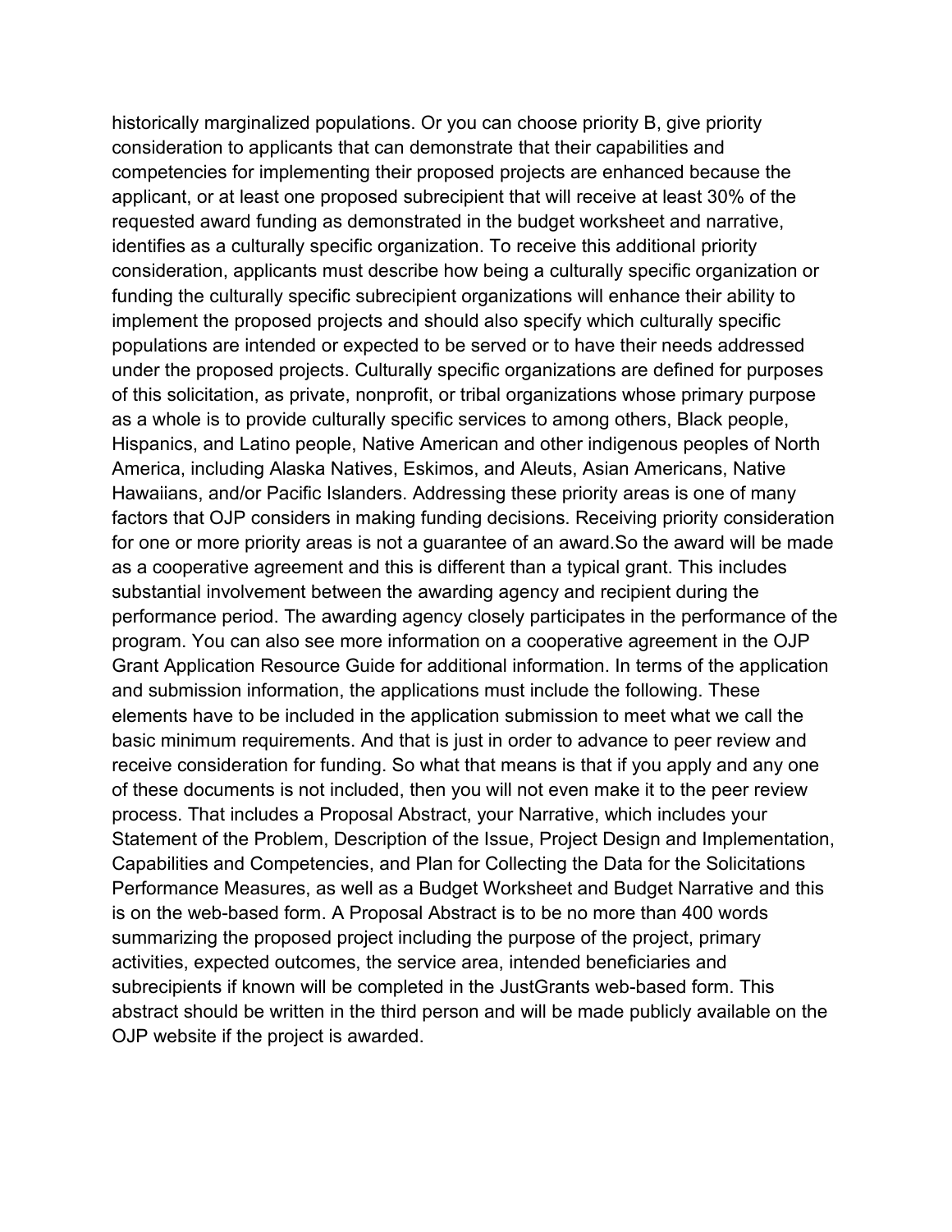historically marginalized populations. Or you can choose priority B, give priority consideration to applicants that can demonstrate that their capabilities and competencies for implementing their proposed projects are enhanced because the applicant, or at least one proposed subrecipient that will receive at least 30% of the requested award funding as demonstrated in the budget worksheet and narrative, identifies as a culturally specific organization. To receive this additional priority consideration, applicants must describe how being a culturally specific organization or funding the culturally specific subrecipient organizations will enhance their ability to implement the proposed projects and should also specify which culturally specific populations are intended or expected to be served or to have their needs addressed under the proposed projects. Culturally specific organizations are defined for purposes of this solicitation, as private, nonprofit, or tribal organizations whose primary purpose as a whole is to provide culturally specific services to among others, Black people, Hispanics, and Latino people, Native American and other indigenous peoples of North America, including Alaska Natives, Eskimos, and Aleuts, Asian Americans, Native Hawaiians, and/or Pacific Islanders. Addressing these priority areas is one of many factors that OJP considers in making funding decisions. Receiving priority consideration for one or more priority areas is not a guarantee of an award.So the award will be made as a cooperative agreement and this is different than a typical grant. This includes substantial involvement between the awarding agency and recipient during the performance period. The awarding agency closely participates in the performance of the program. You can also see more information on a cooperative agreement in the OJP Grant Application Resource Guide for additional information. In terms of the application and submission information, the applications must include the following. These elements have to be included in the application submission to meet what we call the basic minimum requirements. And that is just in order to advance to peer review and receive consideration for funding. So what that means is that if you apply and any one of these documents is not included, then you will not even make it to the peer review process. That includes a Proposal Abstract, your Narrative, which includes your Statement of the Problem, Description of the Issue, Project Design and Implementation, Capabilities and Competencies, and Plan for Collecting the Data for the Solicitations Performance Measures, as well as a Budget Worksheet and Budget Narrative and this is on the web-based form. A Proposal Abstract is to be no more than 400 words summarizing the proposed project including the purpose of the project, primary activities, expected outcomes, the service area, intended beneficiaries and subrecipients if known will be completed in the JustGrants web-based form. This abstract should be written in the third person and will be made publicly available on the OJP website if the project is awarded.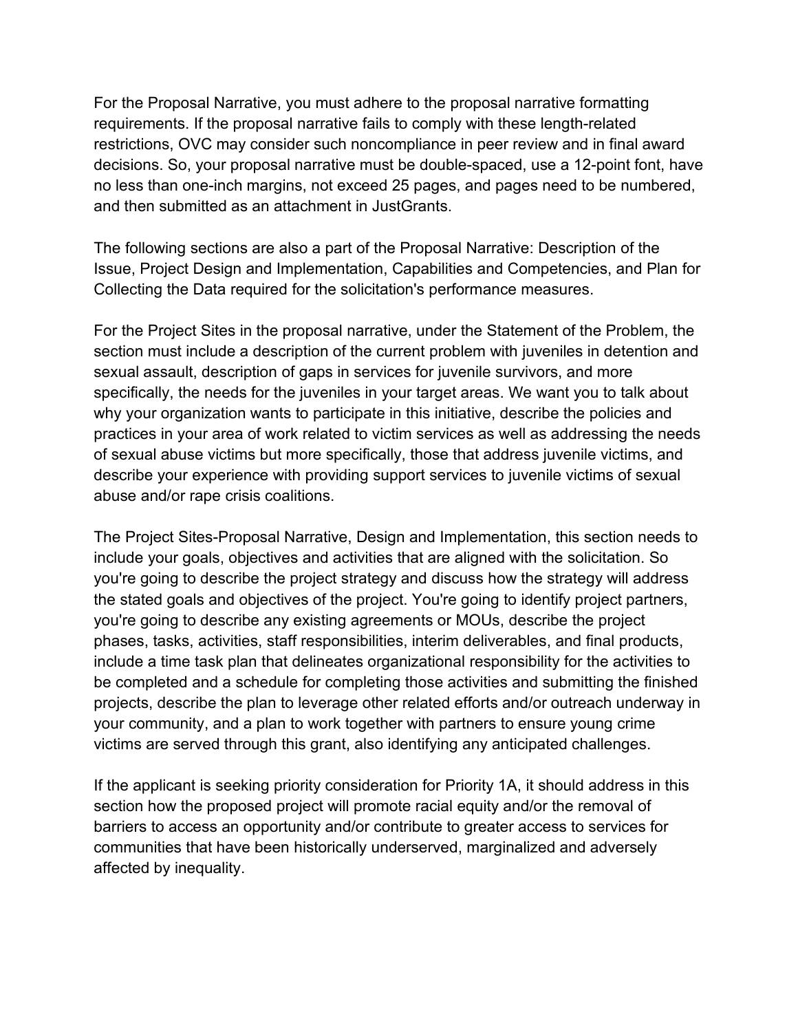For the Proposal Narrative, you must adhere to the proposal narrative formatting requirements. If the proposal narrative fails to comply with these length-related restrictions, OVC may consider such noncompliance in peer review and in final award decisions. So, your proposal narrative must be double-spaced, use a 12-point font, have no less than one-inch margins, not exceed 25 pages, and pages need to be numbered, and then submitted as an attachment in JustGrants.

The following sections are also a part of the Proposal Narrative: Description of the Issue, Project Design and Implementation, Capabilities and Competencies, and Plan for Collecting the Data required for the solicitation's performance measures.

For the Project Sites in the proposal narrative, under the Statement of the Problem, the section must include a description of the current problem with juveniles in detention and sexual assault, description of gaps in services for juvenile survivors, and more specifically, the needs for the juveniles in your target areas. We want you to talk about why your organization wants to participate in this initiative, describe the policies and practices in your area of work related to victim services as well as addressing the needs of sexual abuse victims but more specifically, those that address juvenile victims, and describe your experience with providing support services to juvenile victims of sexual abuse and/or rape crisis coalitions.

The Project Sites-Proposal Narrative, Design and Implementation, this section needs to include your goals, objectives and activities that are aligned with the solicitation. So you're going to describe the project strategy and discuss how the strategy will address the stated goals and objectives of the project. You're going to identify project partners, you're going to describe any existing agreements or MOUs, describe the project phases, tasks, activities, staff responsibilities, interim deliverables, and final products, include a time task plan that delineates organizational responsibility for the activities to be completed and a schedule for completing those activities and submitting the finished projects, describe the plan to leverage other related efforts and/or outreach underway in your community, and a plan to work together with partners to ensure young crime victims are served through this grant, also identifying any anticipated challenges.

If the applicant is seeking priority consideration for Priority 1A, it should address in this section how the proposed project will promote racial equity and/or the removal of barriers to access an opportunity and/or contribute to greater access to services for communities that have been historically underserved, marginalized and adversely affected by inequality.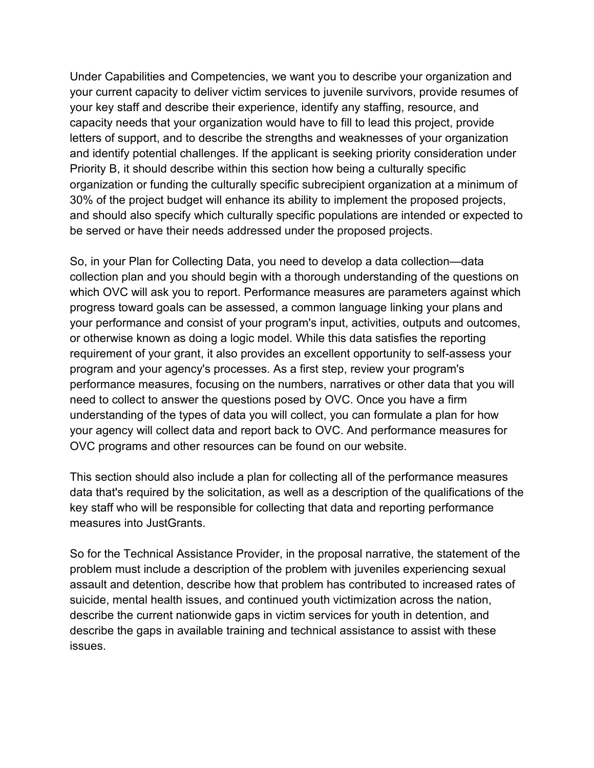Under Capabilities and Competencies, we want you to describe your organization and your current capacity to deliver victim services to juvenile survivors, provide resumes of your key staff and describe their experience, identify any staffing, resource, and capacity needs that your organization would have to fill to lead this project, provide letters of support, and to describe the strengths and weaknesses of your organization and identify potential challenges. If the applicant is seeking priority consideration under Priority B, it should describe within this section how being a culturally specific organization or funding the culturally specific subrecipient organization at a minimum of 30% of the project budget will enhance its ability to implement the proposed projects, and should also specify which culturally specific populations are intended or expected to be served or have their needs addressed under the proposed projects.

So, in your Plan for Collecting Data, you need to develop a data collection—data collection plan and you should begin with a thorough understanding of the questions on which OVC will ask you to report. Performance measures are parameters against which progress toward goals can be assessed, a common language linking your plans and your performance and consist of your program's input, activities, outputs and outcomes, or otherwise known as doing a logic model. While this data satisfies the reporting requirement of your grant, it also provides an excellent opportunity to self-assess your program and your agency's processes. As a first step, review your program's performance measures, focusing on the numbers, narratives or other data that you will need to collect to answer the questions posed by OVC. Once you have a firm understanding of the types of data you will collect, you can formulate a plan for how your agency will collect data and report back to OVC. And performance measures for OVC programs and other resources can be found on our website.

This section should also include a plan for collecting all of the performance measures data that's required by the solicitation, as well as a description of the qualifications of the key staff who will be responsible for collecting that data and reporting performance measures into JustGrants.

So for the Technical Assistance Provider, in the proposal narrative, the statement of the problem must include a description of the problem with juveniles experiencing sexual assault and detention, describe how that problem has contributed to increased rates of suicide, mental health issues, and continued youth victimization across the nation, describe the current nationwide gaps in victim services for youth in detention, and describe the gaps in available training and technical assistance to assist with these issues.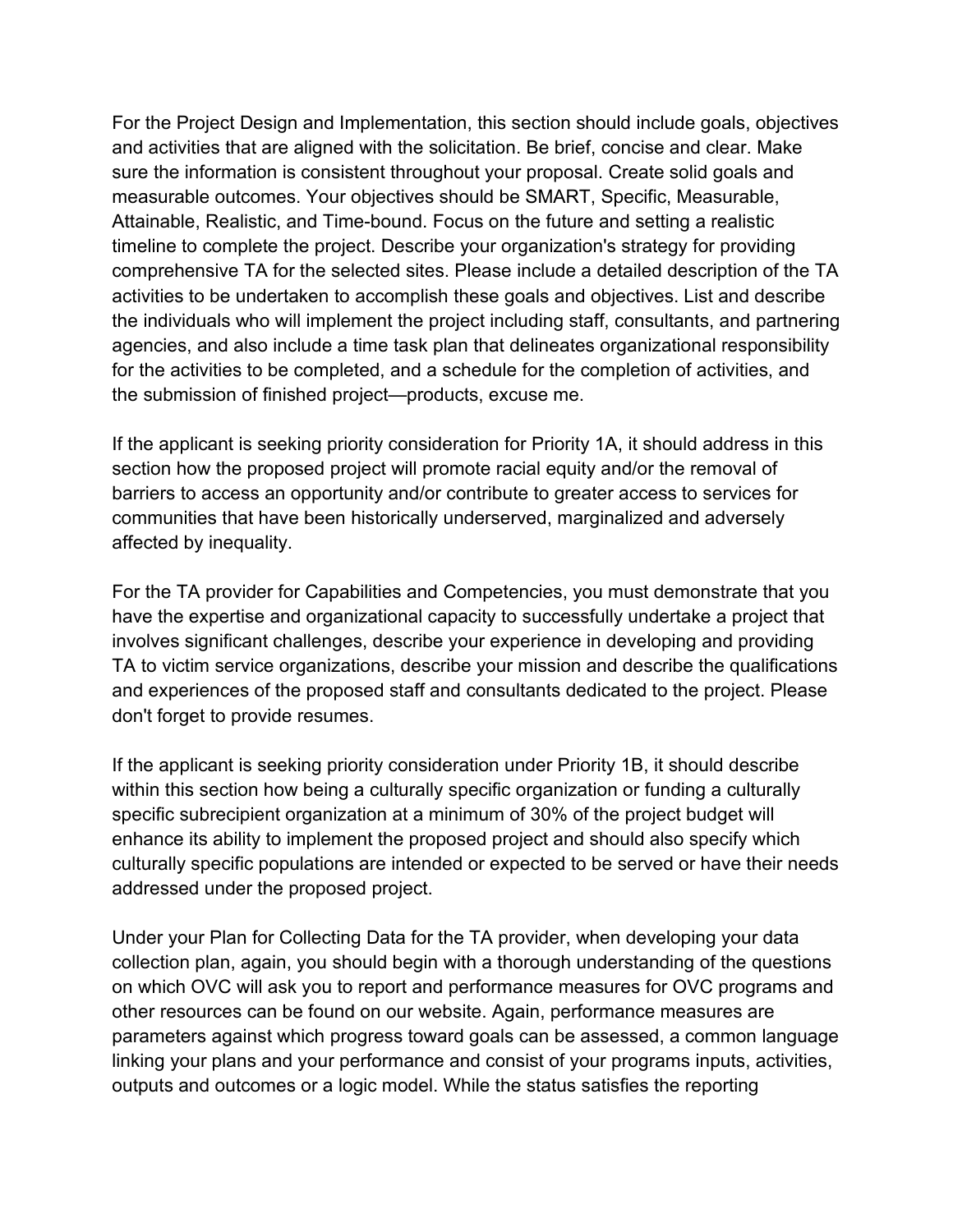For the Project Design and Implementation, this section should include goals, objectives and activities that are aligned with the solicitation. Be brief, concise and clear. Make sure the information is consistent throughout your proposal. Create solid goals and measurable outcomes. Your objectives should be SMART, Specific, Measurable, Attainable, Realistic, and Time-bound. Focus on the future and setting a realistic timeline to complete the project. Describe your organization's strategy for providing comprehensive TA for the selected sites. Please include a detailed description of the TA activities to be undertaken to accomplish these goals and objectives. List and describe the individuals who will implement the project including staff, consultants, and partnering agencies, and also include a time task plan that delineates organizational responsibility for the activities to be completed, and a schedule for the completion of activities, and the submission of finished project—products, excuse me.

If the applicant is seeking priority consideration for Priority 1A, it should address in this section how the proposed project will promote racial equity and/or the removal of barriers to access an opportunity and/or contribute to greater access to services for communities that have been historically underserved, marginalized and adversely affected by inequality.

For the TA provider for Capabilities and Competencies, you must demonstrate that you have the expertise and organizational capacity to successfully undertake a project that involves significant challenges, describe your experience in developing and providing TA to victim service organizations, describe your mission and describe the qualifications and experiences of the proposed staff and consultants dedicated to the project. Please don't forget to provide resumes.

If the applicant is seeking priority consideration under Priority 1B, it should describe within this section how being a culturally specific organization or funding a culturally specific subrecipient organization at a minimum of 30% of the project budget will enhance its ability to implement the proposed project and should also specify which culturally specific populations are intended or expected to be served or have their needs addressed under the proposed project.

Under your Plan for Collecting Data for the TA provider, when developing your data collection plan, again, you should begin with a thorough understanding of the questions on which OVC will ask you to report and performance measures for OVC programs and other resources can be found on our website. Again, performance measures are parameters against which progress toward goals can be assessed, a common language linking your plans and your performance and consist of your programs inputs, activities, outputs and outcomes or a logic model. While the status satisfies the reporting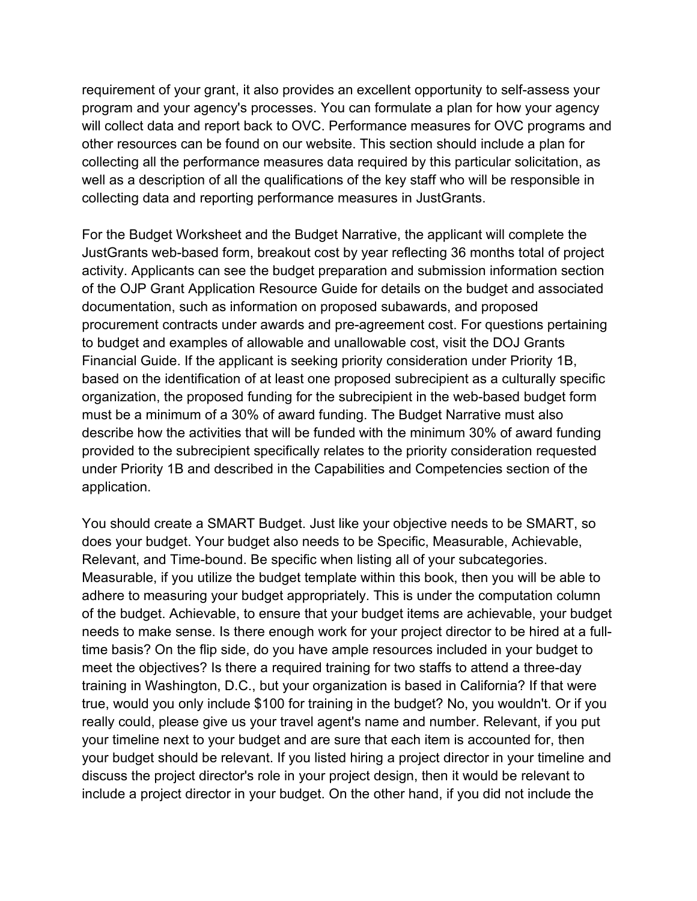requirement of your grant, it also provides an excellent opportunity to self-assess your program and your agency's processes. You can formulate a plan for how your agency will collect data and report back to OVC. Performance measures for OVC programs and other resources can be found on our website. This section should include a plan for collecting all the performance measures data required by this particular solicitation, as well as a description of all the qualifications of the key staff who will be responsible in collecting data and reporting performance measures in JustGrants.

For the Budget Worksheet and the Budget Narrative, the applicant will complete the JustGrants web-based form, breakout cost by year reflecting 36 months total of project activity. Applicants can see the budget preparation and submission information section of the OJP Grant Application Resource Guide for details on the budget and associated documentation, such as information on proposed subawards, and proposed procurement contracts under awards and pre-agreement cost. For questions pertaining to budget and examples of allowable and unallowable cost, visit the DOJ Grants Financial Guide. If the applicant is seeking priority consideration under Priority 1B, based on the identification of at least one proposed subrecipient as a culturally specific organization, the proposed funding for the subrecipient in the web-based budget form must be a minimum of a 30% of award funding. The Budget Narrative must also describe how the activities that will be funded with the minimum 30% of award funding provided to the subrecipient specifically relates to the priority consideration requested under Priority 1B and described in the Capabilities and Competencies section of the application.

You should create a SMART Budget. Just like your objective needs to be SMART, so does your budget. Your budget also needs to be Specific, Measurable, Achievable, Relevant, and Time-bound. Be specific when listing all of your subcategories. Measurable, if you utilize the budget template within this book, then you will be able to adhere to measuring your budget appropriately. This is under the computation column of the budget. Achievable, to ensure that your budget items are achievable, your budget needs to make sense. Is there enough work for your project director to be hired at a full-time basis? On the flip side, do you have ample resources included in your budget to meet the objectives? Is there a required training for two staffs to attend a three-day training in Washington, D.C., but your organization is based in California? If that were true, would you only include $100 for training in the budget? No, you wouldn't. Or if you really could, please give us your travel agent's name and number. Relevant, if you put your timeline next to your budget and are sure that each item is accounted for, then your budget should be relevant. If you listed hiring a project director in your timeline and discuss the project director's role in your project design, then it would be relevant to include a project director in your budget. On the other hand, if you did not include the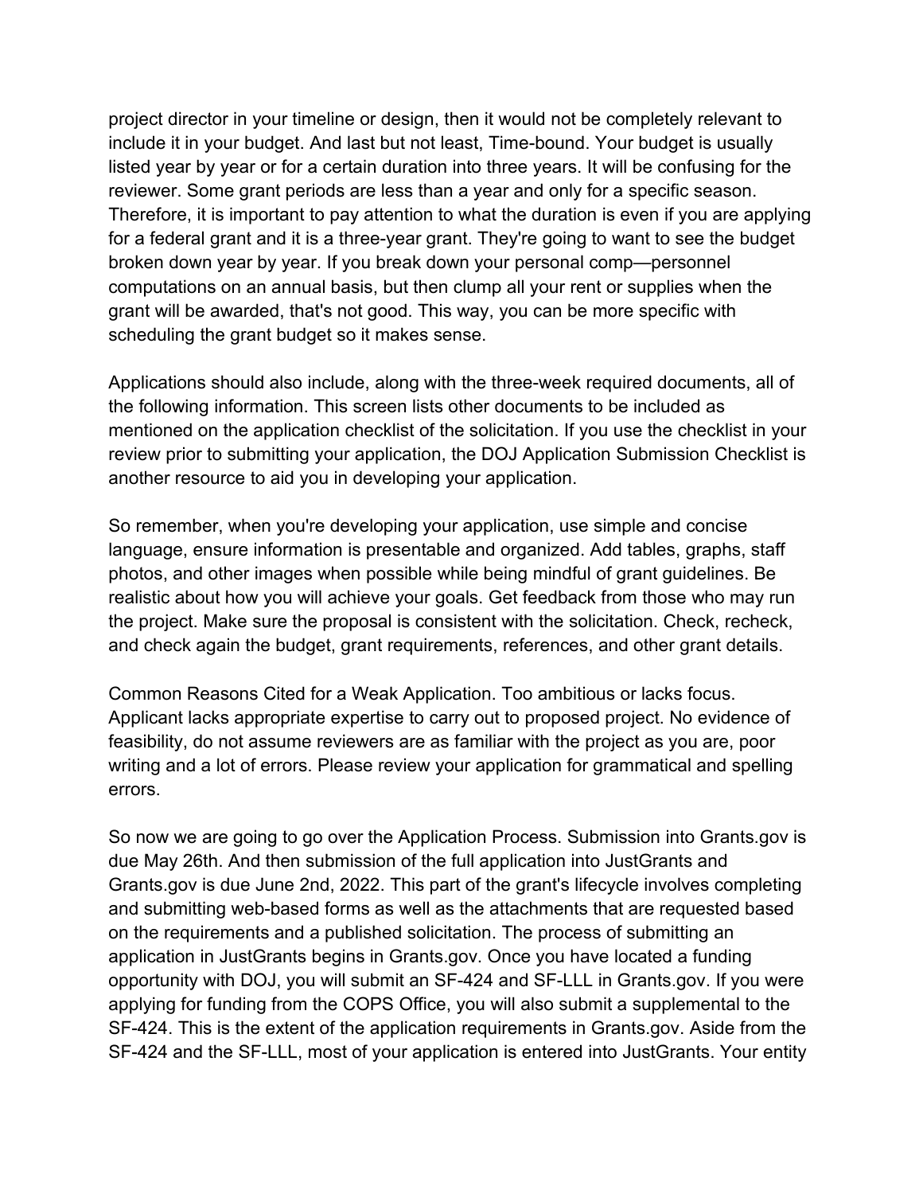project director in your timeline or design, then it would not be completely relevant to include it in your budget. And last but not least, Time-bound. Your budget is usually listed year by year or for a certain duration into three years. It will be confusing for the reviewer. Some grant periods are less than a year and only for a specific season. Therefore, it is important to pay attention to what the duration is even if you are applying for a federal grant and it is a three-year grant. They're going to want to see the budget broken down year by year. If you break down your personal comp—personnel computations on an annual basis, but then clump all your rent or supplies when the grant will be awarded, that's not good. This way, you can be more specific with scheduling the grant budget so it makes sense.

Applications should also include, along with the three-week required documents, all of the following information. This screen lists other documents to be included as mentioned on the application checklist of the solicitation. If you use the checklist in your review prior to submitting your application, the DOJ Application Submission Checklist is another resource to aid you in developing your application.

So remember, when you're developing your application, use simple and concise language, ensure information is presentable and organized. Add tables, graphs, staff photos, and other images when possible while being mindful of grant guidelines. Be realistic about how you will achieve your goals. Get feedback from those who may run the project. Make sure the proposal is consistent with the solicitation. Check, recheck, and check again the budget, grant requirements, references, and other grant details.

Common Reasons Cited for a Weak Application. Too ambitious or lacks focus. Applicant lacks appropriate expertise to carry out to proposed project. No evidence of feasibility, do not assume reviewers are as familiar with the project as you are, poor writing and a lot of errors. Please review your application for grammatical and spelling errors.

So now we are going to go over the Application Process. Submission into Grants.gov is due May 26th. And then submission of the full application into JustGrants and Grants.gov is due June 2nd, 2022. This part of the grant's lifecycle involves completing and submitting web-based forms as well as the attachments that are requested based on the requirements and a published solicitation. The process of submitting an application in JustGrants begins in Grants.gov. Once you have located a funding opportunity with DOJ, you will submit an SF-424 and SF-LLL in Grants.gov. If you were applying for funding from the COPS Office, you will also submit a supplemental to the SF-424. This is the extent of the application requirements in Grants.gov. Aside from the SF-424 and the SF-LLL, most of your application is entered into JustGrants. Your entity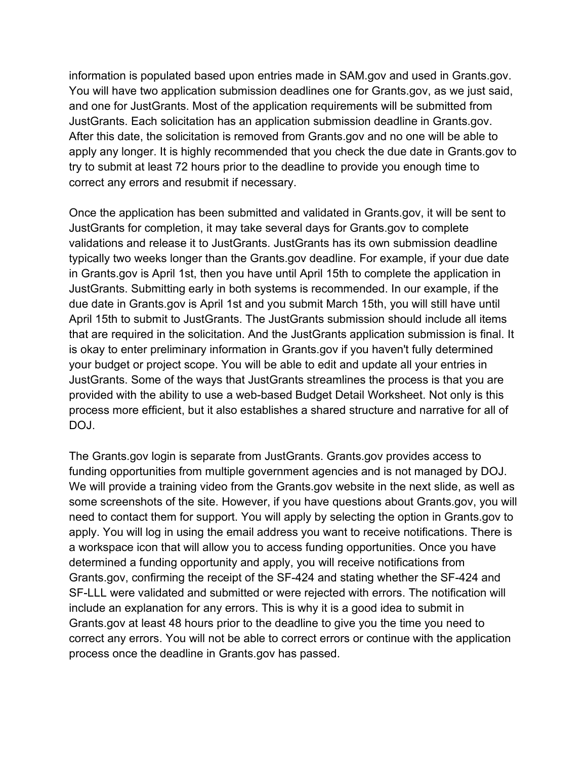information is populated based upon entries made in SAM.gov and used in Grants.gov. You will have two application submission deadlines one for Grants.gov, as we just said, and one for JustGrants. Most of the application requirements will be submitted from JustGrants. Each solicitation has an application submission deadline in Grants.gov. After this date, the solicitation is removed from Grants.gov and no one will be able to apply any longer. It is highly recommended that you check the due date in Grants.gov to try to submit at least 72 hours prior to the deadline to provide you enough time to correct any errors and resubmit if necessary.

Once the application has been submitted and validated in Grants.gov, it will be sent to JustGrants for completion, it may take several days for Grants.gov to complete validations and release it to JustGrants. JustGrants has its own submission deadline typically two weeks longer than the Grants.gov deadline. For example, if your due date in Grants.gov is April 1st, then you have until April 15th to complete the application in JustGrants. Submitting early in both systems is recommended. In our example, if the due date in Grants.gov is April 1st and you submit March 15th, you will still have until April 15th to submit to JustGrants. The JustGrants submission should include all items that are required in the solicitation. And the JustGrants application submission is final. It is okay to enter preliminary information in Grants.gov if you haven't fully determined your budget or project scope. You will be able to edit and update all your entries in JustGrants. Some of the ways that JustGrants streamlines the process is that you are provided with the ability to use a web-based Budget Detail Worksheet. Not only is this process more efficient, but it also establishes a shared structure and narrative for all of DOJ.

The Grants.gov login is separate from JustGrants. Grants.gov provides access to funding opportunities from multiple government agencies and is not managed by DOJ. We will provide a training video from the Grants.gov website in the next slide, as well as some screenshots of the site. However, if you have questions about Grants.gov, you will need to contact them for support. You will apply by selecting the option in Grants.gov to apply. You will log in using the email address you want to receive notifications. There is a workspace icon that will allow you to access funding opportunities. Once you have determined a funding opportunity and apply, you will receive notifications from Grants.gov, confirming the receipt of the SF-424 and stating whether the SF-424 and SF-LLL were validated and submitted or were rejected with errors. The notification will include an explanation for any errors. This is why it is a good idea to submit in Grants.gov at least 48 hours prior to the deadline to give you the time you need to correct any errors. You will not be able to correct errors or continue with the application process once the deadline in Grants.gov has passed.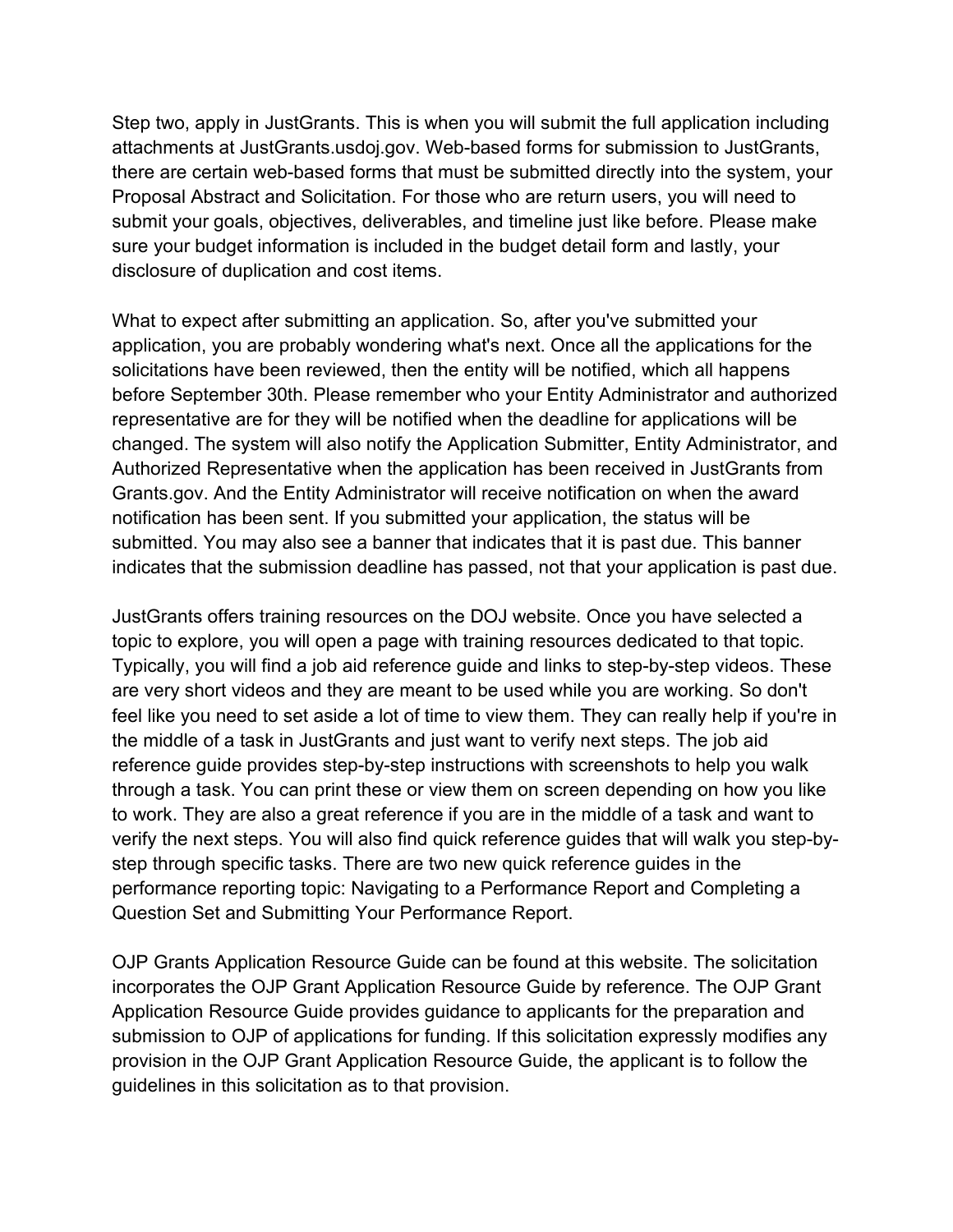Step two, apply in JustGrants. This is when you will submit the full application including attachments at JustGrants.usdoj.gov. Web-based forms for submission to JustGrants, there are certain web-based forms that must be submitted directly into the system, your Proposal Abstract and Solicitation. For those who are return users, you will need to submit your goals, objectives, deliverables, and timeline just like before. Please make sure your budget information is included in the budget detail form and lastly, your disclosure of duplication and cost items.

What to expect after submitting an application. So, after you've submitted your application, you are probably wondering what's next. Once all the applications for the solicitations have been reviewed, then the entity will be notified, which all happens before September 30th. Please remember who your Entity Administrator and authorized representative are for they will be notified when the deadline for applications will be changed. The system will also notify the Application Submitter, Entity Administrator, and Authorized Representative when the application has been received in JustGrants from Grants.gov. And the Entity Administrator will receive notification on when the award notification has been sent. If you submitted your application, the status will be submitted. You may also see a banner that indicates that it is past due. This banner indicates that the submission deadline has passed, not that your application is past due.

JustGrants offers training resources on the DOJ website. Once you have selected a topic to explore, you will open a page with training resources dedicated to that topic. Typically, you will find a job aid reference guide and links to step-by-step videos. These are very short videos and they are meant to be used while you are working. So don't feel like you need to set aside a lot of time to view them. They can really help if you're in the middle of a task in JustGrants and just want to verify next steps. The job aid reference guide provides step-by-step instructions with screenshots to help you walk through a task. You can print these or view them on screen depending on how you like to work. They are also a great reference if you are in the middle of a task and want to verify the next steps. You will also find quick reference guides that will walk you step-by-step through specific tasks. There are two new quick reference guides in the performance reporting topic: Navigating to a Performance Report and Completing a Question Set and Submitting Your Performance Report.

OJP Grants Application Resource Guide can be found at this website. The solicitation incorporates the OJP Grant Application Resource Guide by reference. The OJP Grant Application Resource Guide provides guidance to applicants for the preparation and submission to OJP of applications for funding. If this solicitation expressly modifies any provision in the OJP Grant Application Resource Guide, the applicant is to follow the guidelines in this solicitation as to that provision.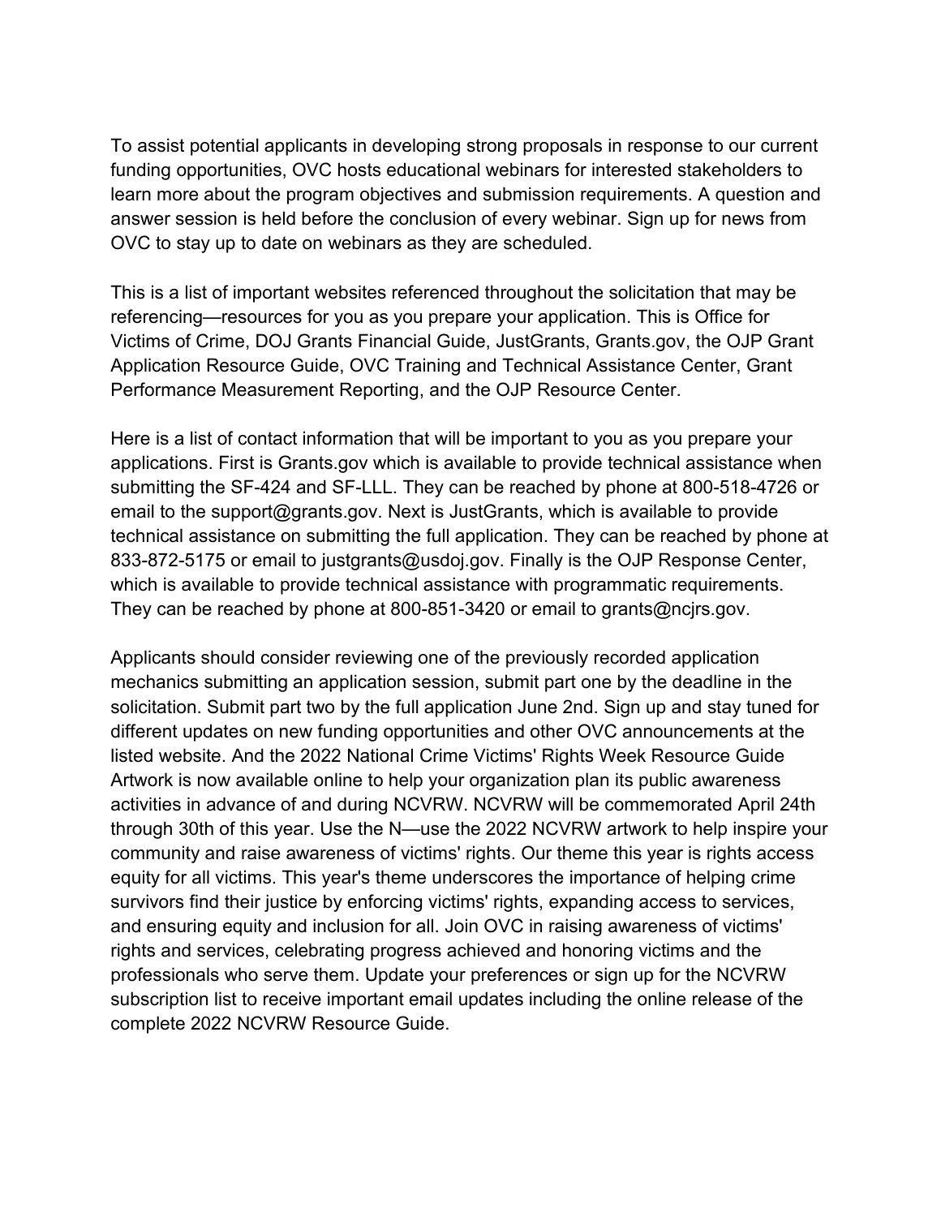To assist potential applicants in developing strong proposals in response to our current funding opportunities, OVC hosts educational webinars for interested stakeholders to learn more about the program objectives and submission requirements. A question and answer session is held before the conclusion of every webinar. Sign up for news from OVC to stay up to date on webinars as they are scheduled.

This is a list of important websites referenced throughout the solicitation that may be referencing—resources for you as you prepare your application. This is Office for Victims of Crime, DOJ Grants Financial Guide, JustGrants, Grants.gov, the OJP Grant Application Resource Guide, OVC Training and Technical Assistance Center, Grant Performance Measurement Reporting, and the OJP Resource Center.

Here is a list of contact information that will be important to you as you prepare your applications. First is Grants.gov which is available to provide technical assistance when submitting the SF-424 and SF-LLL. They can be reached by phone at 800-518-4726 or email to the support@grants.gov. Next is JustGrants, which is available to provide technical assistance on submitting the full application. They can be reached by phone at 833-872-5175 or email to justgrants@usdoj.gov. Finally is the OJP Response Center, which is available to provide technical assistance with programmatic requirements. They can be reached by phone at 800-851-3420 or email to grants@ncjrs.gov.

Applicants should consider reviewing one of the previously recorded application mechanics submitting an application session, submit part one by the deadline in the solicitation. Submit part two by the full application June 2nd. Sign up and stay tuned for different updates on new funding opportunities and other OVC announcements at the listed website. And the 2022 National Crime Victims' Rights Week Resource Guide Artwork is now available online to help your organization plan its public awareness activities in advance of and during NCVRW. NCVRW will be commemorated April 24th through 30th of this year. Use the N—use the 2022 NCVRW artwork to help inspire your community and raise awareness of victims' rights. Our theme this year is rights access equity for all victims. This year's theme underscores the importance of helping crime survivors find their justice by enforcing victims' rights, expanding access to services, and ensuring equity and inclusion for all. Join OVC in raising awareness of victims' rights and services, celebrating progress achieved and honoring victims and the professionals who serve them. Update your preferences or sign up for the NCVRW subscription list to receive important email updates including the online release of the complete 2022 NCVRW Resource Guide.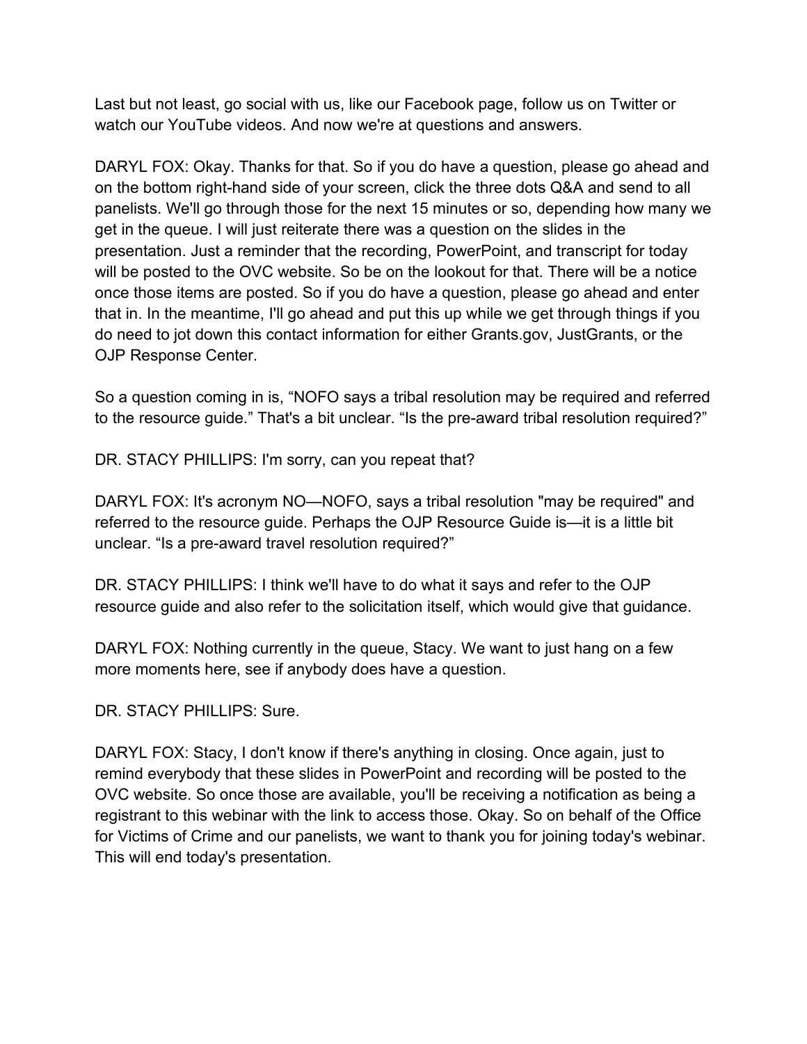Last but not least, go social with us, like our Facebook page, follow us on Twitter or watch our YouTube videos. And now we're at questions and answers.

DARYL FOX: Okay. Thanks for that. So if you do have a question, please go ahead and on the bottom right-hand side of your screen, click the three dots Q&A and send to all panelists. We'll go through those for the next 15 minutes or so, depending how many we get in the queue. I will just reiterate there was a question on the slides in the presentation. Just a reminder that the recording, PowerPoint, and transcript for today will be posted to the OVC website. So be on the lookout for that. There will be a notice once those items are posted. So if you do have a question, please go ahead and enter that in. In the meantime, I'll go ahead and put this up while we get through things if you do need to jot down this contact information for either Grants.gov, JustGrants, or the OJP Response Center.

So a question coming in is, "NOFO says a tribal resolution may be required and referred to the resource guide." That's a bit unclear. "Is the pre-award tribal resolution required?"

DR. STACY PHILLIPS: I'm sorry, can you repeat that?

DARYL FOX: It's acronym NO—NOFO, says a tribal resolution "may be required" and referred to the resource guide. Perhaps the OJP Resource Guide is—it is a little bit unclear. "Is a pre-award travel resolution required?"

DR. STACY PHILLIPS: I think we'll have to do what it says and refer to the OJP resource guide and also refer to the solicitation itself, which would give that guidance.

DARYL FOX: Nothing currently in the queue, Stacy. We want to just hang on a few more moments here, see if anybody does have a question.

DR. STACY PHILLIPS: Sure.

DARYL FOX: Stacy, I don't know if there's anything in closing. Once again, just to remind everybody that these slides in PowerPoint and recording will be posted to the OVC website. So once those are available, you'll be receiving a notification as being a registrant to this webinar with the link to access those. Okay. So on behalf of the Office for Victims of Crime and our panelists, we want to thank you for joining today's webinar. This will end today's presentation.